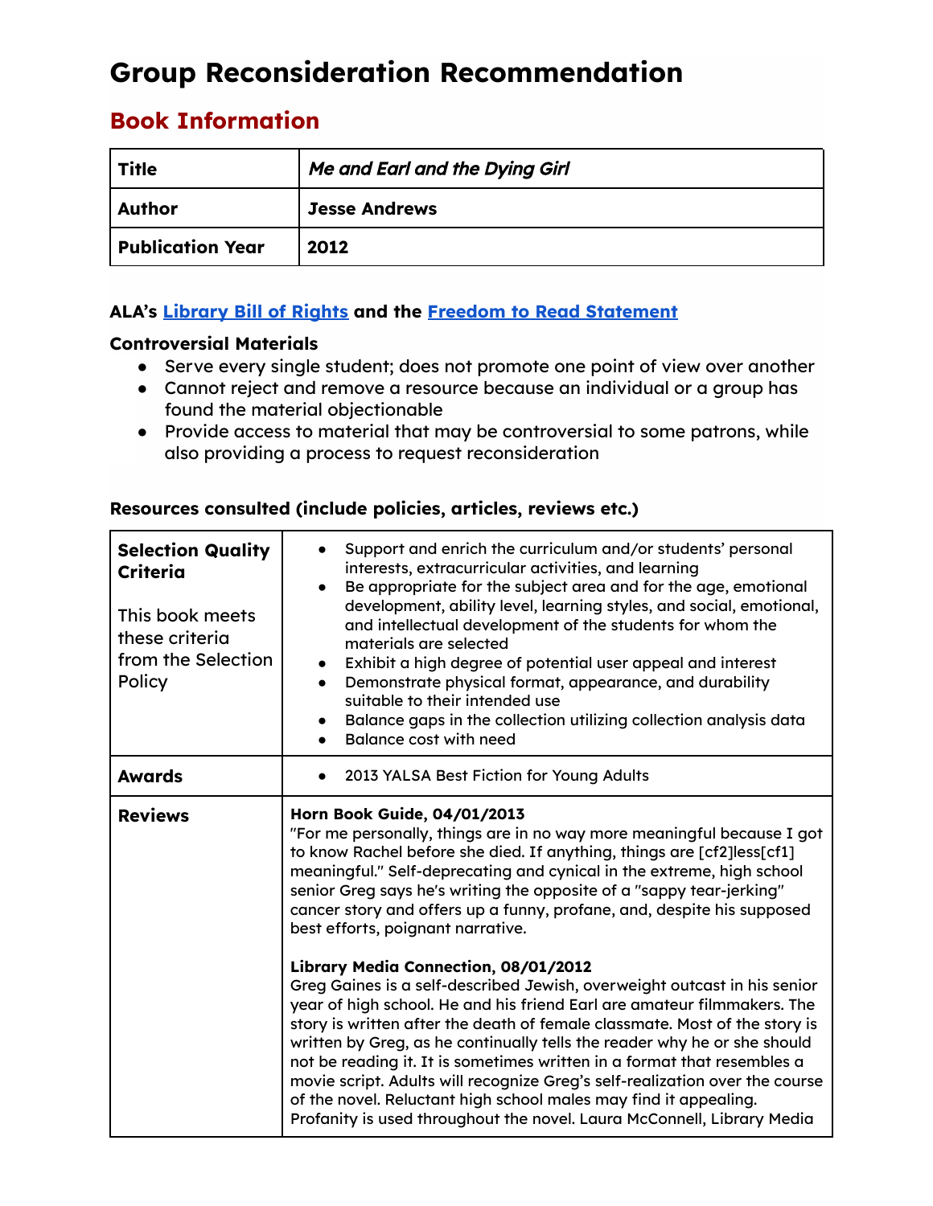# Group Reconsideration Recommendation

## Book Information

| **Title** | *Me and Earl and the Dying Girl* |
|---|---|
| **Author** | **Jesse Andrews** |
| **Publication Year** | **2012** |

**ALA's Library Bill of Rights and the Freedom to Read Statement**

**Controversial Materials**

- Serve every single student; does not promote one point of view over another
- Cannot reject and remove a resource because an individual or a group has found the material objectionable
- Provide access to material that may be controversial to some patrons, while also providing a process to request reconsideration

**Resources consulted (include policies, articles, reviews etc.)**

| | |
|---|---|
| **Selection Quality Criteria**<br><br>This book meets these criteria from the Selection Policy | • Support and enrich the curriculum and/or students' personal interests, extracurricular activities, and learning<br>• Be appropriate for the subject area and for the age, emotional development, ability level, learning styles, and social, emotional, and intellectual development of the students for whom the materials are selected<br>• Exhibit a high degree of potential user appeal and interest<br>• Demonstrate physical format, appearance, and durability suitable to their intended use<br>• Balance gaps in the collection utilizing collection analysis data<br>• Balance cost with need |
| **Awards** | • 2013 YALSA Best Fiction for Young Adults |
| **Reviews** | **Horn Book Guide, 04/01/2013**<br>"For me personally, things are in no way more meaningful because I got to know Rachel before she died. If anything, things are [cf2]less[cf1] meaningful." Self-deprecating and cynical in the extreme, high school senior Greg says he's writing the opposite of a "sappy tear-jerking" cancer story and offers up a funny, profane, and, despite his supposed best efforts, poignant narrative.<br><br>**Library Media Connection, 08/01/2012**<br>Greg Gaines is a self-described Jewish, overweight outcast in his senior year of high school. He and his friend Earl are amateur filmmakers. The story is written after the death of female classmate. Most of the story is written by Greg, as he continually tells the reader why he or she should not be reading it. It is sometimes written in a format that resembles a movie script. Adults will recognize Greg's self-realization over the course of the novel. Reluctant high school males may find it appealing. Profanity is used throughout the novel. Laura McConnell, Library Media |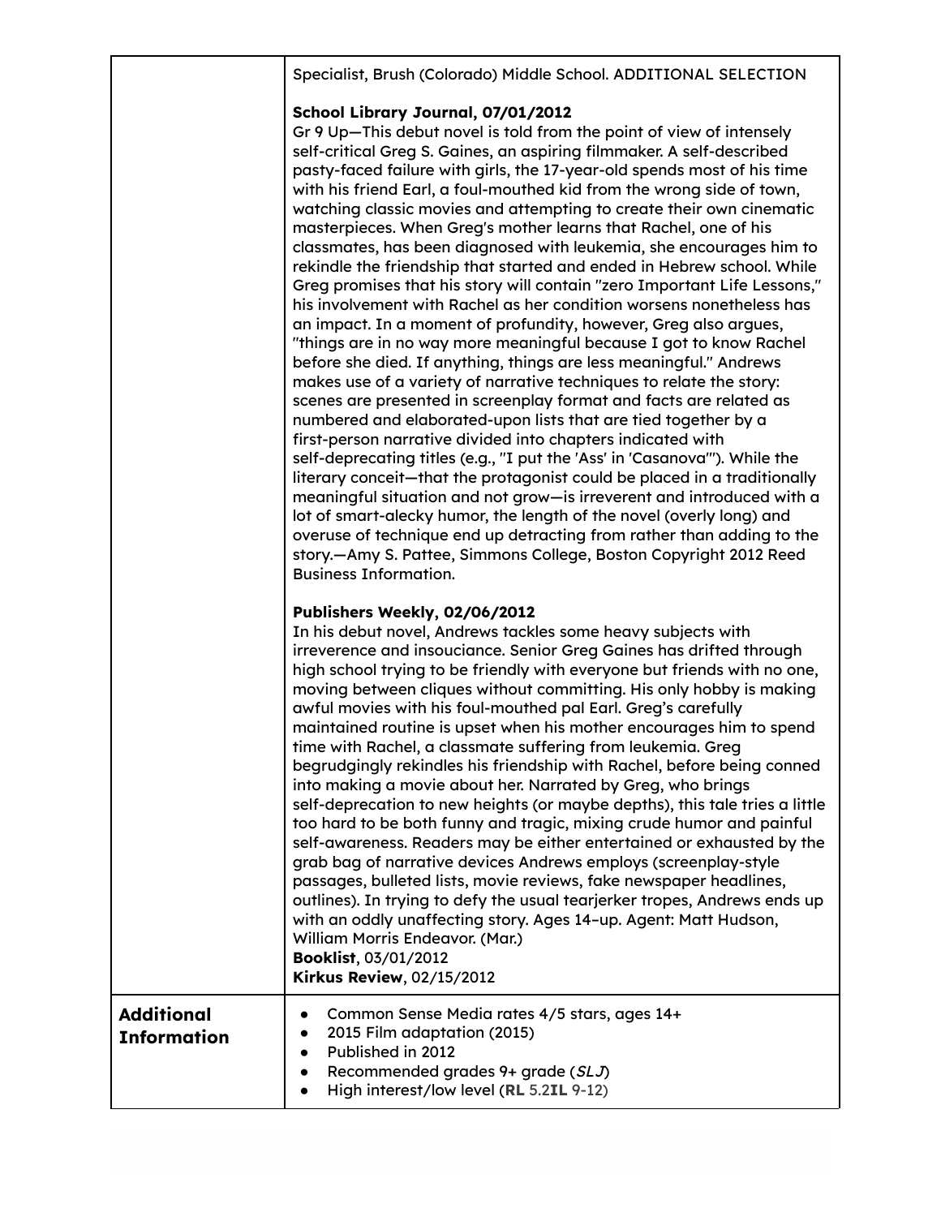| | |
|---|---|
| | Specialist, Brush (Colorado) Middle School. ADDITIONAL SELECTION<br><br>**School Library Journal, 07/01/2012**<br>Gr 9 Up—This debut novel is told from the point of view of intensely self-critical Greg S. Gaines, an aspiring filmmaker. A self-described pasty-faced failure with girls, the 17-year-old spends most of his time with his friend Earl, a foul-mouthed kid from the wrong side of town, watching classic movies and attempting to create their own cinematic masterpieces. When Greg's mother learns that Rachel, one of his classmates, has been diagnosed with leukemia, she encourages him to rekindle the friendship that started and ended in Hebrew school. While Greg promises that his story will contain "zero Important Life Lessons," his involvement with Rachel as her condition worsens nonetheless has an impact. In a moment of profundity, however, Greg also argues, "things are in no way more meaningful because I got to know Rachel before she died. If anything, things are less meaningful." Andrews makes use of a variety of narrative techniques to relate the story: scenes are presented in screenplay format and facts are related as numbered and elaborated-upon lists that are tied together by a first-person narrative divided into chapters indicated with self-deprecating titles (e.g., "I put the 'Ass' in 'Casanova'"). While the literary conceit—that the protagonist could be placed in a traditionally meaningful situation and not grow—is irreverent and introduced with a lot of smart-alecky humor, the length of the novel (overly long) and overuse of technique end up detracting from rather than adding to the story.—Amy S. Pattee, Simmons College, Boston Copyright 2012 Reed Business Information.<br><br>**Publishers Weekly, 02/06/2012**<br>In his debut novel, Andrews tackles some heavy subjects with irreverence and insouciance. Senior Greg Gaines has drifted through high school trying to be friendly with everyone but friends with no one, moving between cliques without committing. His only hobby is making awful movies with his foul-mouthed pal Earl. Greg's carefully maintained routine is upset when his mother encourages him to spend time with Rachel, a classmate suffering from leukemia. Greg begrudgingly rekindles his friendship with Rachel, before being conned into making a movie about her. Narrated by Greg, who brings self-deprecation to new heights (or maybe depths), this tale tries a little too hard to be both funny and tragic, mixing crude humor and painful self-awareness. Readers may be either entertained or exhausted by the grab bag of narrative devices Andrews employs (screenplay-style passages, bulleted lists, movie reviews, fake newspaper headlines, outlines). In trying to defy the usual tearjerker tropes, Andrews ends up with an oddly unaffecting story. Ages 14–up. Agent: Matt Hudson, William Morris Endeavor. (Mar.)<br>**Booklist**, 03/01/2012<br>**Kirkus Review**, 02/15/2012 |
| **Additional Information** | • Common Sense Media rates 4/5 stars, ages 14+<br>• 2015 Film adaptation (2015)<br>• Published in 2012<br>• Recommended grades 9+ grade (*SLJ*)<br>• High interest/low level (**RL** 5.2**IL** 9-12) |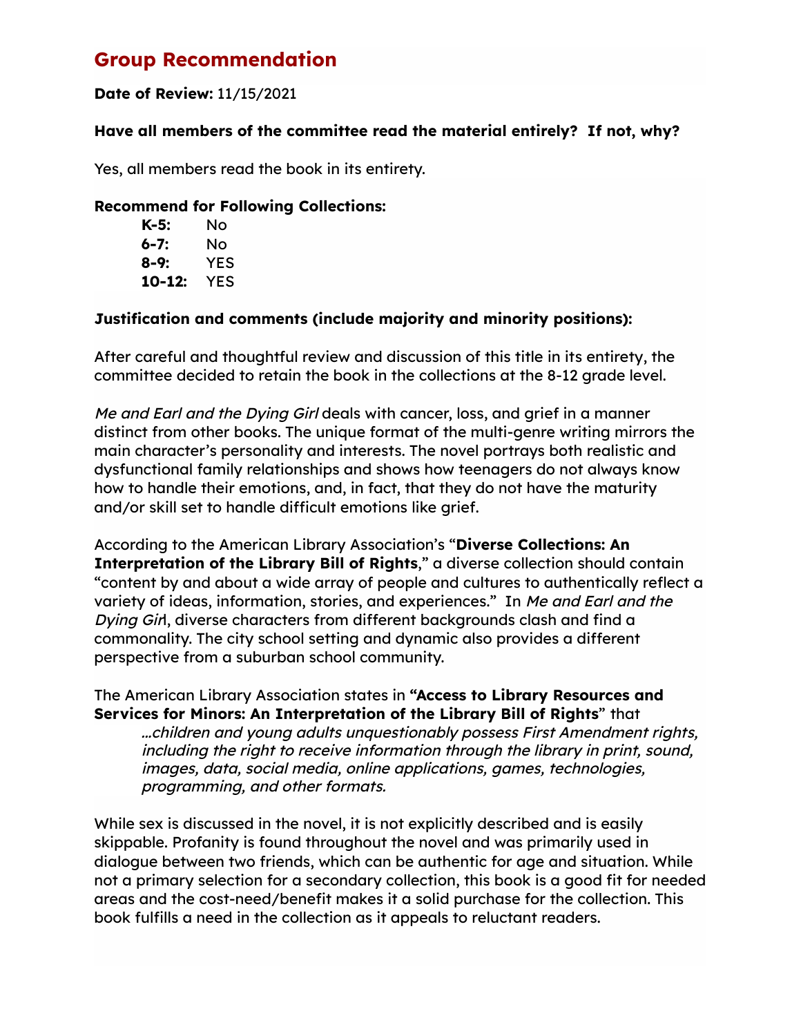## Group Recommendation

**Date of Review:** 11/15/2021

**Have all members of the committee read the material entirely? If not, why?**

Yes, all members read the book in its entirety.

**Recommend for Following Collections:**

- **K-5:** No
- **6-7:** No
- **8-9:** YES
- **10-12:** YES

**Justification and comments (include majority and minority positions):**

After careful and thoughtful review and discussion of this title in its entirety, the committee decided to retain the book in the collections at the 8-12 grade level.

*Me and Earl and the Dying Girl* deals with cancer, loss, and grief in a manner distinct from other books. The unique format of the multi-genre writing mirrors the main character's personality and interests. The novel portrays both realistic and dysfunctional family relationships and shows how teenagers do not always know how to handle their emotions, and, in fact, that they do not have the maturity and/or skill set to handle difficult emotions like grief.

According to the American Library Association's "**Diverse Collections: An Interpretation of the Library Bill of Rights**," a diverse collection should contain "content by and about a wide array of people and cultures to authentically reflect a variety of ideas, information, stories, and experiences." In *Me and Earl and the Dying Girl*, diverse characters from different backgrounds clash and find a commonality. The city school setting and dynamic also provides a different perspective from a suburban school community.

The American Library Association states in **"Access to Library Resources and Services for Minors: An Interpretation of the Library Bill of Rights"** that

> *...children and young adults unquestionably possess First Amendment rights, including the right to receive information through the library in print, sound, images, data, social media, online applications, games, technologies, programming, and other formats.*

While sex is discussed in the novel, it is not explicitly described and is easily skippable. Profanity is found throughout the novel and was primarily used in dialogue between two friends, which can be authentic for age and situation. While not a primary selection for a secondary collection, this book is a good fit for needed areas and the cost-need/benefit makes it a solid purchase for the collection. This book fulfills a need in the collection as it appeals to reluctant readers.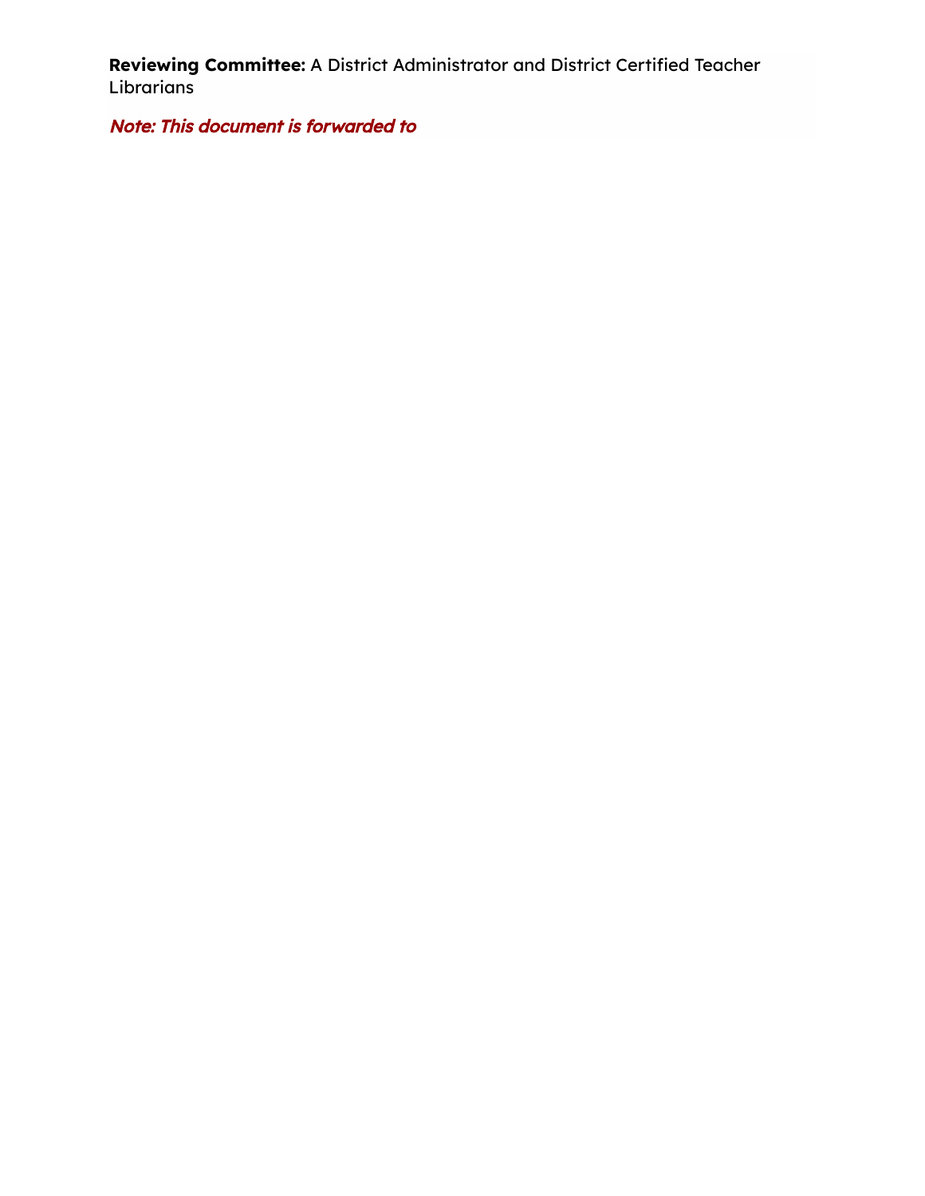**Reviewing Committee:** A District Administrator and District Certified Teacher Librarians

***Note: This document is forwarded to***